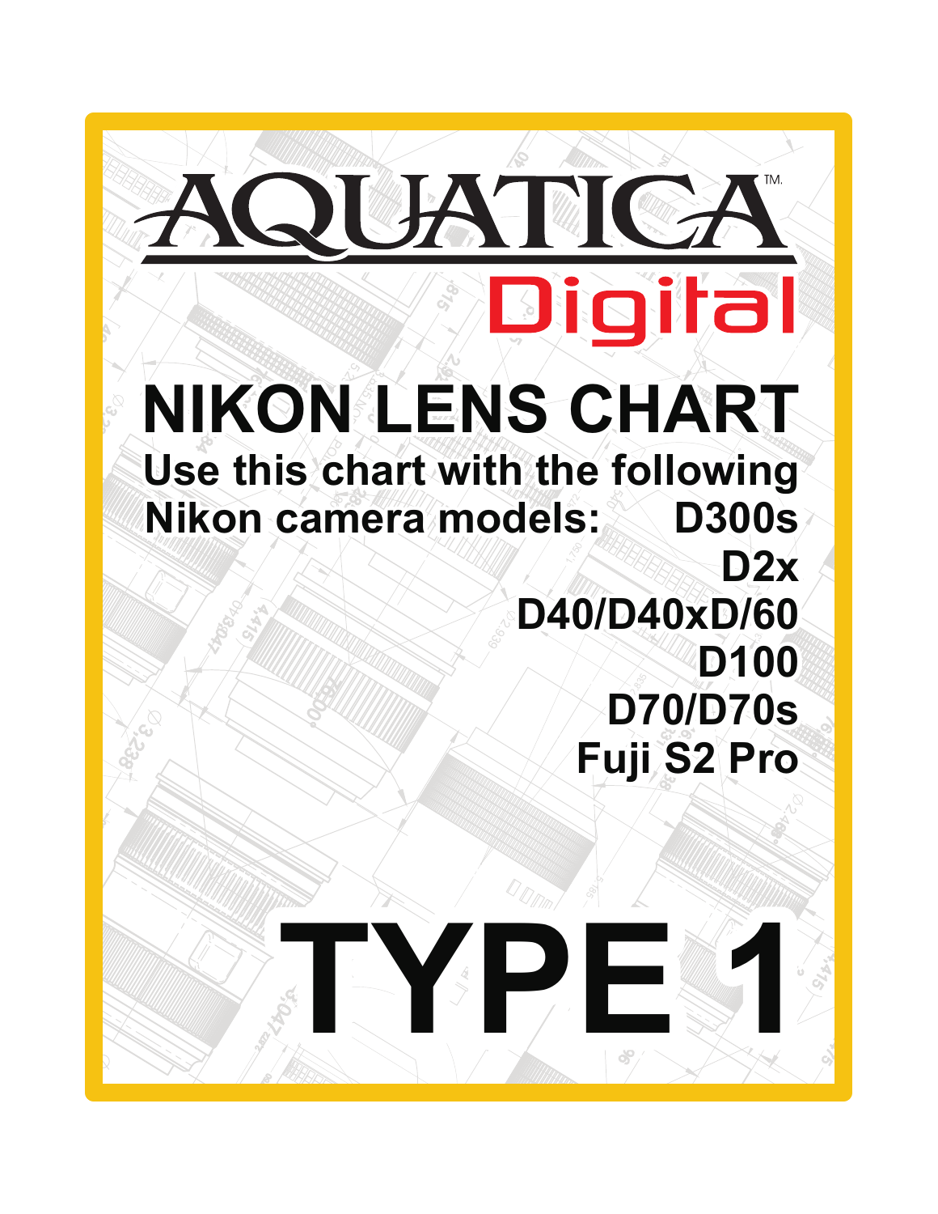# AQUATICA™

## Digital

# NIKON LENS CHART

**Use this chart with the following Nikon camera models:**

**D300s**
**D2x**
**D40/D40xD/60**
**D100**
**D70/D70s**
**Fuji S2 Pro**

# TYPE 1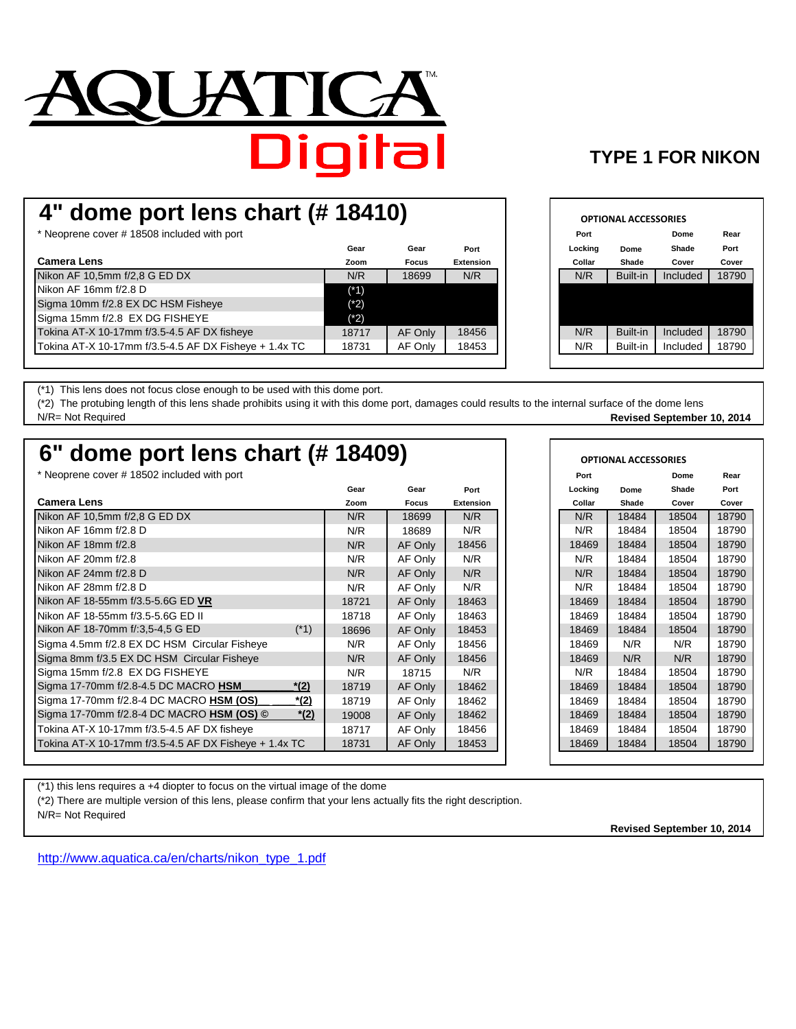# AQUATICA Digital

## TYPE 1 FOR NIKON

## 4" dome port lens chart (# 18410)

* Neoprene cover # 18508 included with port

| Camera Lens | Gear Zoom | Gear Focus | Port Extension | Port Locking Collar | Dome Shade | Dome Shade Cover | Rear Port Cover |
|---|---|---|---|---|---|---|---|
| Nikon AF 10,5mm f/2,8 G ED DX | N/R | 18699 | N/R | N/R | Built-in | Included | 18790 |
| Nikon AF 16mm f/2.8 D | (*1) | | | | | | |
| Sigma 10mm f/2.8 EX DC HSM Fisheye | (*2) | | | | | | |
| Sigma 15mm f/2.8 EX DG FISHEYE | (*2) | | | | | | |
| Tokina AT-X 10-17mm f/3.5-4.5 AF DX fisheye | 18717 | AF Only | 18456 | N/R | Built-in | Included | 18790 |
| Tokina AT-X 10-17mm f/3.5-4.5 AF DX Fisheye + 1.4x TC | 18731 | AF Only | 18453 | N/R | Built-in | Included | 18790 |

Columns Port Locking Collar, Dome Shade, Dome Shade Cover and Rear Port Cover: OPTIONAL ACCESSORIES

(*1) This lens does not focus close enough to be used with this dome port.
(*2) The protubing length of this lens shade prohibits using it with this dome port, damages could results to the internal surface of the dome lens
N/R= Not Required

**Revised September 10, 2014**

## 6" dome port lens chart (# 18409)

* Neoprene cover # 18502 included with port

| Camera Lens | Gear Zoom | Gear Focus | Port Extension | Port Locking Collar | Dome Shade | Dome Shade Cover | Rear Port Cover |
|---|---|---|---|---|---|---|---|
| Nikon AF 10,5mm f/2,8 G ED DX | N/R | 18699 | N/R | N/R | 18484 | 18504 | 18790 |
| Nikon AF 16mm f/2.8 D | N/R | 18689 | N/R | N/R | 18484 | 18504 | 18790 |
| Nikon AF 18mm f/2.8 | N/R | AF Only | 18456 | 18469 | 18484 | 18504 | 18790 |
| Nikon AF 20mm f/2.8 | N/R | AF Only | N/R | N/R | 18484 | 18504 | 18790 |
| Nikon AF 24mm f/2.8 D | N/R | AF Only | N/R | N/R | 18484 | 18504 | 18790 |
| Nikon AF 28mm f/2.8 D | N/R | AF Only | N/R | N/R | 18484 | 18504 | 18790 |
| Nikon AF 18-55mm f/3.5-5.6G ED **VR** | 18721 | AF Only | 18463 | 18469 | 18484 | 18504 | 18790 |
| Nikon AF 18-55mm f/3.5-5.6G ED II | 18718 | AF Only | 18463 | 18469 | 18484 | 18504 | 18790 |
| Nikon AF 18-70mm f/:3,5-4,5 G ED (*1) | 18696 | AF Only | 18453 | 18469 | 18484 | 18504 | 18790 |
| Sigma 4.5mm f/2.8 EX DC HSM Circular Fisheye | N/R | AF Only | 18456 | 18469 | N/R | N/R | 18790 |
| Sigma 8mm f/3.5 EX DC HSM Circular Fisheye | N/R | AF Only | 18456 | 18469 | N/R | N/R | 18790 |
| Sigma 15mm f/2.8 EX DG FISHEYE | N/R | 18715 | N/R | N/R | 18484 | 18504 | 18790 |
| Sigma 17-70mm f/2.8-4.5 DC MACRO **HSM** *(2) | 18719 | AF Only | 18462 | 18469 | 18484 | 18504 | 18790 |
| Sigma 17-70mm f/2.8-4 DC MACRO **HSM (OS)** *(2) | 18719 | AF Only | 18462 | 18469 | 18484 | 18504 | 18790 |
| Sigma 17-70mm f/2.8-4 DC MACRO **HSM (OS) ©** *(2) | 19008 | AF Only | 18462 | 18469 | 18484 | 18504 | 18790 |
| Tokina AT-X 10-17mm f/3.5-4.5 AF DX fisheye | 18717 | AF Only | 18456 | 18469 | 18484 | 18504 | 18790 |
| Tokina AT-X 10-17mm f/3.5-4.5 AF DX Fisheye + 1.4x TC | 18731 | AF Only | 18453 | 18469 | 18484 | 18504 | 18790 |

Columns Port Locking Collar, Dome Shade, Dome Shade Cover and Rear Port Cover: OPTIONAL ACCESSORIES

(*1) this lens requires a +4 diopter to focus on the virtual image of the dome
(*2) There are multiple version of this lens, please confirm that your lens actually fits the right description.
N/R= Not Required

**Revised September 10, 2014**

http://www.aquatica.ca/en/charts/nikon_type_1.pdf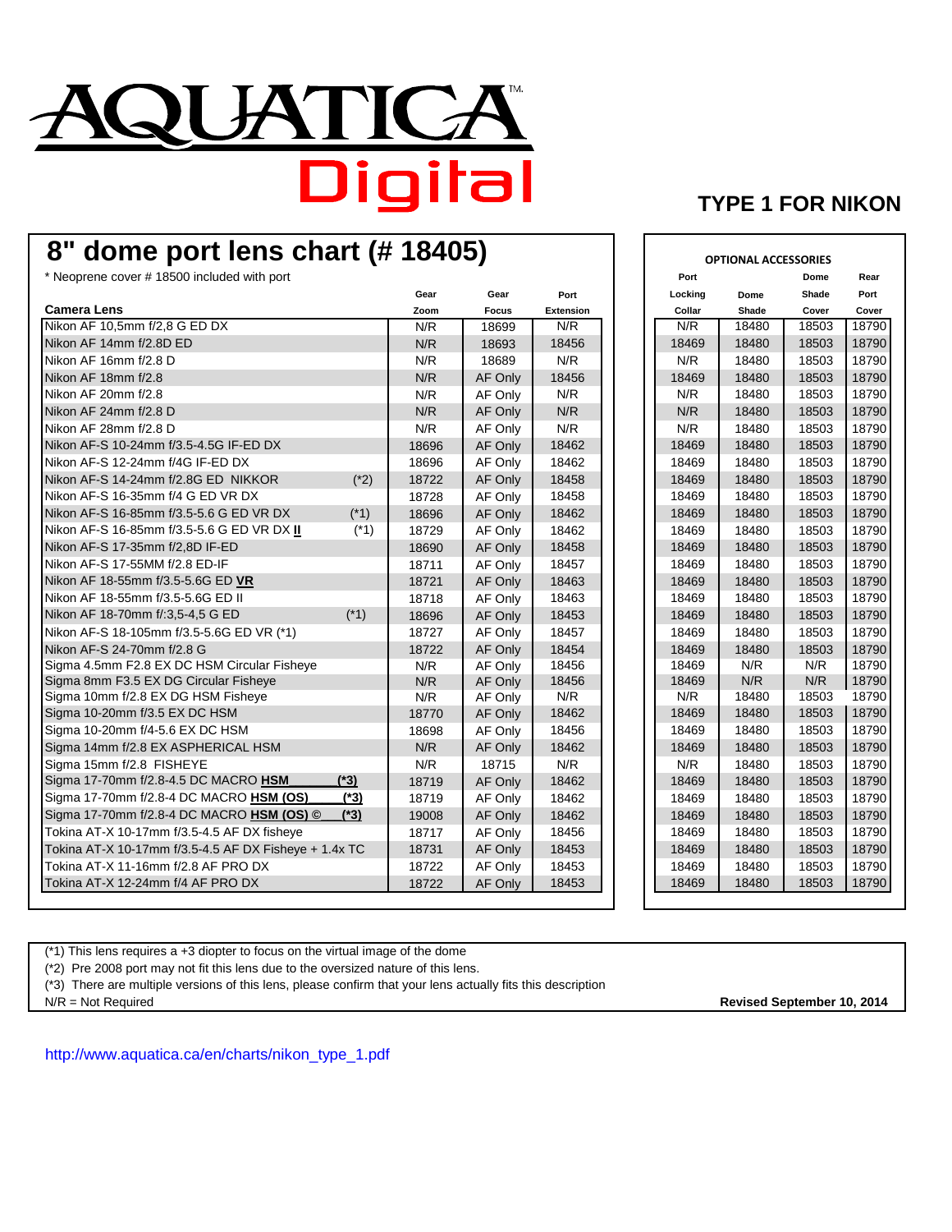# AQUATICA™ Digital

## TYPE 1 FOR NIKON

## 8" dome port lens chart (# 18405)

\* Neoprene cover # 18500 included with port

| Camera Lens | | Gear Zoom | Gear Focus | Port Extension | Port Locking Collar | Dome Shade | Dome Shade Cover | Rear Port Cover |
|---|---|---|---|---|---|---|---|---|
| | | | | | **OPTIONAL ACCESSORIES** | | | |
| Nikon AF 10,5mm f/2,8 G ED DX | | N/R | 18699 | N/R | N/R | 18480 | 18503 | 18790 |
| Nikon AF 14mm f/2.8D ED | | N/R | 18693 | 18456 | 18469 | 18480 | 18503 | 18790 |
| Nikon AF 16mm f/2.8 D | | N/R | 18689 | N/R | N/R | 18480 | 18503 | 18790 |
| Nikon AF 18mm f/2.8 | | N/R | AF Only | 18456 | 18469 | 18480 | 18503 | 18790 |
| Nikon AF 20mm f/2.8 | | N/R | AF Only | N/R | N/R | 18480 | 18503 | 18790 |
| Nikon AF 24mm f/2.8 D | | N/R | AF Only | N/R | N/R | 18480 | 18503 | 18790 |
| Nikon AF 28mm f/2.8 D | | N/R | AF Only | N/R | N/R | 18480 | 18503 | 18790 |
| Nikon AF-S 10-24mm f/3.5-4.5G IF-ED DX | | 18696 | AF Only | 18462 | 18469 | 18480 | 18503 | 18790 |
| Nikon AF-S 12-24mm f/4G IF-ED DX | | 18696 | AF Only | 18462 | 18469 | 18480 | 18503 | 18790 |
| Nikon AF-S 14-24mm f/2.8G ED NIKKOR | (*2) | 18722 | AF Only | 18458 | 18469 | 18480 | 18503 | 18790 |
| Nikon AF-S 16-35mm f/4 G ED VR DX | | 18728 | AF Only | 18458 | 18469 | 18480 | 18503 | 18790 |
| Nikon AF-S 16-85mm f/3.5-5.6 G ED VR DX | (*1) | 18696 | AF Only | 18462 | 18469 | 18480 | 18503 | 18790 |
| Nikon AF-S 16-85mm f/3.5-5.6 G ED VR DX **II** | (*1) | 18729 | AF Only | 18462 | 18469 | 18480 | 18503 | 18790 |
| Nikon AF-S 17-35mm f/2,8D IF-ED | | 18690 | AF Only | 18458 | 18469 | 18480 | 18503 | 18790 |
| Nikon AF-S 17-55MM f/2.8 ED-IF | | 18711 | AF Only | 18457 | 18469 | 18480 | 18503 | 18790 |
| Nikon AF 18-55mm f/3.5-5.6G ED **VR** | | 18721 | AF Only | 18463 | 18469 | 18480 | 18503 | 18790 |
| Nikon AF 18-55mm f/3.5-5.6G ED II | | 18718 | AF Only | 18463 | 18469 | 18480 | 18503 | 18790 |
| Nikon AF 18-70mm f/:3,5-4,5 G ED | (*1) | 18696 | AF Only | 18453 | 18469 | 18480 | 18503 | 18790 |
| Nikon AF-S 18-105mm f/3.5-5.6G ED VR (*1) | | 18727 | AF Only | 18457 | 18469 | 18480 | 18503 | 18790 |
| Nikon AF-S 24-70mm f/2.8 G | | 18722 | AF Only | 18454 | 18469 | 18480 | 18503 | 18790 |
| Sigma 4.5mm F2.8 EX DC HSM Circular Fisheye | | N/R | AF Only | 18456 | 18469 | N/R | N/R | 18790 |
| Sigma 8mm F3.5 EX DG Circular Fisheye | | N/R | AF Only | 18456 | 18469 | N/R | N/R | 18790 |
| Sigma 10mm f/2.8 EX DG HSM Fisheye | | N/R | AF Only | N/R | N/R | 18480 | 18503 | 18790 |
| Sigma 10-20mm f/3.5 EX DC HSM | | 18770 | AF Only | 18462 | 18469 | 18480 | 18503 | 18790 |
| Sigma 10-20mm f/4-5.6 EX DC HSM | | 18698 | AF Only | 18456 | 18469 | 18480 | 18503 | 18790 |
| Sigma 14mm f/2.8 EX ASPHERICAL HSM | | N/R | AF Only | 18462 | 18469 | 18480 | 18503 | 18790 |
| Sigma 15mm f/2.8 FISHEYE | | N/R | 18715 | N/R | N/R | 18480 | 18503 | 18790 |
| Sigma 17-70mm f/2.8-4.5 DC MACRO **HSM** | **(*3)** | 18719 | AF Only | 18462 | 18469 | 18480 | 18503 | 18790 |
| Sigma 17-70mm f/2.8-4 DC MACRO **HSM (OS)** | **(*3)** | 18719 | AF Only | 18462 | 18469 | 18480 | 18503 | 18790 |
| Sigma 17-70mm f/2.8-4 DC MACRO **HSM (OS) ©** | **(*3)** | 19008 | AF Only | 18462 | 18469 | 18480 | 18503 | 18790 |
| Tokina AT-X 10-17mm f/3.5-4.5 AF DX fisheye | | 18717 | AF Only | 18456 | 18469 | 18480 | 18503 | 18790 |
| Tokina AT-X 10-17mm f/3.5-4.5 AF DX Fisheye + 1.4x TC | | 18731 | AF Only | 18453 | 18469 | 18480 | 18503 | 18790 |
| Tokina AT-X 11-16mm f/2.8 AF PRO DX | | 18722 | AF Only | 18453 | 18469 | 18480 | 18503 | 18790 |
| Tokina AT-X 12-24mm f/4 AF PRO DX | | 18722 | AF Only | 18453 | 18469 | 18480 | 18503 | 18790 |

(*1) This lens requires a +3 diopter to focus on the virtual image of the dome

(*2) Pre 2008 port may not fit this lens due to the oversized nature of this lens.

(*3) There are multiple versions of this lens, please confirm that your lens actually fits this description

N/R = Not Required

**Revised September 10, 2014**

http://www.aquatica.ca/en/charts/nikon_type_1.pdf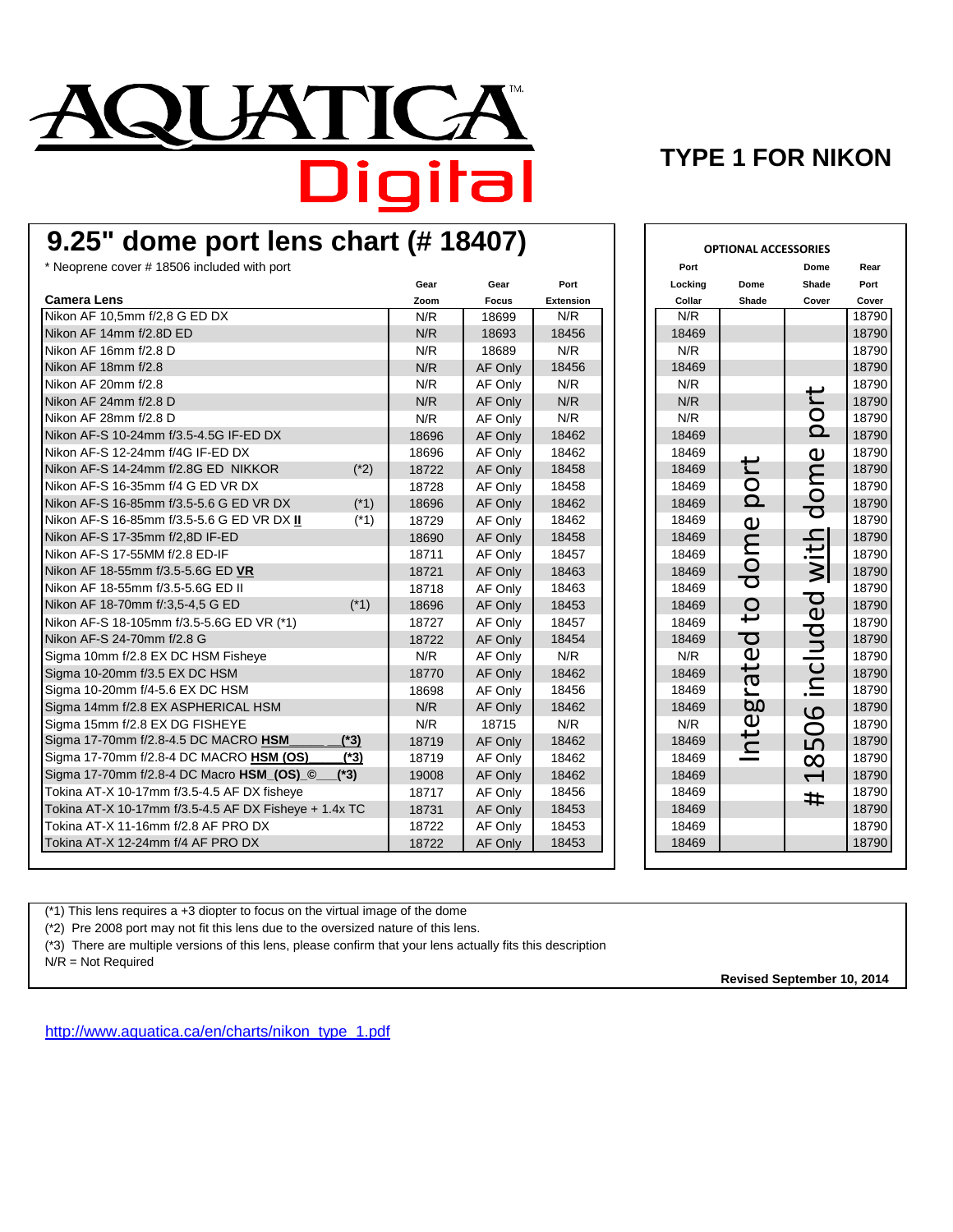AQUATICA™ Digital

**TYPE 1 FOR NIKON**

## 9.25" dome port lens chart (# 18407)

\* Neoprene cover # 18506 included with port

| Camera Lens | | Gear Zoom | Gear Focus | Port Extension | Port Locking Collar | Dome Shade | Dome Shade Cover | Rear Port Cover |
|---|---|---|---|---|---|---|---|---|
| Nikon AF 10,5mm f/2,8 G ED DX | | N/R | 18699 | N/R | N/R | | | 18790 |
| Nikon AF 14mm f/2.8D ED | | N/R | 18693 | 18456 | 18469 | | | 18790 |
| Nikon AF 16mm f/2.8 D | | N/R | 18689 | N/R | N/R | | | 18790 |
| Nikon AF 18mm f/2.8 | | N/R | AF Only | 18456 | 18469 | | | 18790 |
| Nikon AF 20mm f/2.8 | | N/R | AF Only | N/R | N/R | | # 18506 included with dome port | 18790 |
| Nikon AF 24mm f/2.8 D | | N/R | AF Only | N/R | N/R | | | 18790 |
| Nikon AF 28mm f/2.8 D | | N/R | AF Only | N/R | N/R | | | 18790 |
| Nikon AF-S 10-24mm f/3.5-4.5G IF-ED DX | | 18696 | AF Only | 18462 | 18469 | | | 18790 |
| Nikon AF-S 12-24mm f/4G IF-ED DX | | 18696 | AF Only | 18462 | 18469 | | | 18790 |
| Nikon AF-S 14-24mm f/2.8G ED NIKKOR | (*2) | 18722 | AF Only | 18458 | 18469 | Integrated to dome port | | 18790 |
| Nikon AF-S 16-35mm f/4 G ED VR DX | | 18728 | AF Only | 18458 | 18469 | | | 18790 |
| Nikon AF-S 16-85mm f/3.5-5.6 G ED VR DX | (*1) | 18696 | AF Only | 18462 | 18469 | | | 18790 |
| Nikon AF-S 16-85mm f/3.5-5.6 G ED VR DX **II** | (*1) | 18729 | AF Only | 18462 | 18469 | | | 18790 |
| Nikon AF-S 17-35mm f/2,8D IF-ED | | 18690 | AF Only | 18458 | 18469 | | | 18790 |
| Nikon AF-S 17-55MM f/2.8 ED-IF | | 18711 | AF Only | 18457 | 18469 | | | 18790 |
| Nikon AF 18-55mm f/3.5-5.6G ED **VR** | | 18721 | AF Only | 18463 | 18469 | | | 18790 |
| Nikon AF 18-55mm f/3.5-5.6G ED II | | 18718 | AF Only | 18463 | 18469 | | | 18790 |
| Nikon AF-S 18-70mm f/:3,5-4,5 G ED | (*1) | 18696 | AF Only | 18453 | 18469 | | | 18790 |
| Nikon AF-S 18-105mm f/3.5-5.6G ED VR (*1) | | 18727 | AF Only | 18457 | 18469 | | | 18790 |
| Nikon AF-S 24-70mm f/2.8 G | | 18722 | AF Only | 18454 | 18469 | | | 18790 |
| Sigma 10mm f/2.8 EX DC HSM Fisheye | | N/R | AF Only | N/R | N/R | | | 18790 |
| Sigma 10-20mm f/3.5 EX DC HSM | | 18770 | AF Only | 18462 | 18469 | | | 18790 |
| Sigma 10-20mm f/4-5.6 EX DC HSM | | 18698 | AF Only | 18456 | 18469 | | | 18790 |
| Sigma 14mm f/2.8 EX ASPHERICAL HSM | | N/R | AF Only | 18462 | 18469 | | | 18790 |
| Sigma 15mm f/2.8 EX DG FISHEYE | | N/R | 18715 | N/R | N/R | | | 18790 |
| Sigma 17-70mm f/2.8-4.5 DC MACRO **HSM** | **(*3)** | 18719 | AF Only | 18462 | 18469 | | | 18790 |
| Sigma 17-70mm f/2.8-4 DC MACRO **HSM (OS)** | **(*3)** | 18719 | AF Only | 18462 | 18469 | | | 18790 |
| Sigma 17-70mm f/2.8-4 DC Macro **HSM_(OS)_©** | **(*3)** | 19008 | AF Only | 18462 | 18469 | | | 18790 |
| Tokina AT-X 10-17mm f/3.5-4.5 AF DX fisheye | | 18717 | AF Only | 18456 | 18469 | | | 18790 |
| Tokina AT-X 10-17mm f/3.5-4.5 AF DX Fisheye + 1.4x TC | | 18731 | AF Only | 18453 | 18469 | | | 18790 |
| Tokina AT-X 11-16mm f/2.8 AF PRO DX | | 18722 | AF Only | 18453 | 18469 | | | 18790 |
| Tokina AT-X 12-24mm f/4 AF PRO DX | | 18722 | AF Only | 18453 | 18469 | | | 18790 |

Port Locking Collar, Dome Shade, Dome Shade Cover and Rear Port Cover are OPTIONAL ACCESSORIES.

(*1) This lens requires a +3 diopter to focus on the virtual image of the dome

(*2) Pre 2008 port may not fit this lens due to the oversized nature of this lens.

(*3) There are multiple versions of this lens, please confirm that your lens actually fits this description

N/R = Not Required

**Revised September 10, 2014**

http://www.aquatica.ca/en/charts/nikon_type_1.pdf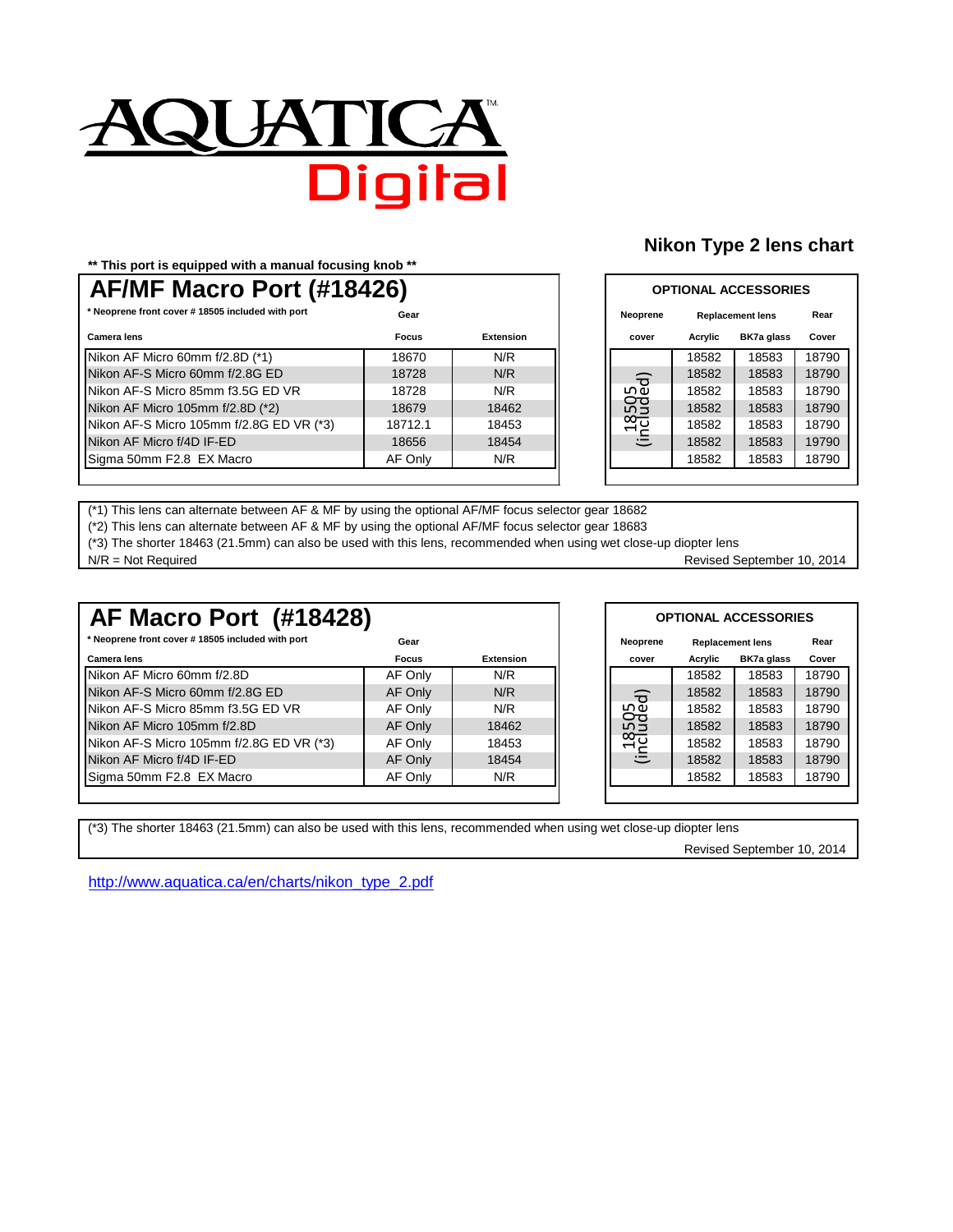AQUATICA™ Digital

## Nikon Type 2 lens chart

** This port is equipped with a manual focusing knob **

### AF/MF Macro Port (#18426)

* Neoprene front cover # 18505 included with port

| Camera lens | Gear Focus | Extension | Neoprene cover | Replacement lens Acrylic | Replacement lens BK7a glass | Rear Cover |
|---|---|---|---|---|---|---|
| Nikon AF Micro 60mm f/2.8D (*1) | 18670 | N/R | | 18582 | 18583 | 18790 |
| Nikon AF-S Micro 60mm f/2.8G ED | 18728 | N/R | 18505 (included) | 18582 | 18583 | 18790 |
| Nikon AF-S Micro 85mm f3.5G ED VR | 18728 | N/R | 18505 (included) | 18582 | 18583 | 18790 |
| Nikon AF Micro 105mm f/2.8D (*2) | 18679 | 18462 | 18505 (included) | 18582 | 18583 | 18790 |
| Nikon AF-S Micro 105mm f/2.8G ED VR (*3) | 18712.1 | 18453 | 18505 (included) | 18582 | 18583 | 18790 |
| Nikon AF Micro f/4D IF-ED | 18656 | 18454 | 18505 (included) | 18582 | 18583 | 19790 |
| Sigma 50mm F2.8 EX Macro | AF Only | N/R | | 18582 | 18583 | 18790 |

(*1) This lens can alternate between AF & MF by using the optional AF/MF focus selector gear 18682
(*2) This lens can alternate between AF & MF by using the optional AF/MF focus selector gear 18683
(*3) The shorter 18463 (21.5mm) can also be used with this lens, recommended when using wet close-up diopter lens
N/R = Not Required

Revised September 10, 2014

### AF Macro Port (#18428)

* Neoprene front cover # 18505 included with port

| Camera lens | Gear Focus | Extension | Neoprene cover | Replacement lens Acrylic | Replacement lens BK7a glass | Rear Cover |
|---|---|---|---|---|---|---|
| Nikon AF Micro 60mm f/2.8D | AF Only | N/R | | 18582 | 18583 | 18790 |
| Nikon AF-S Micro 60mm f/2.8G ED | AF Only | N/R | 18505 (included) | 18582 | 18583 | 18790 |
| Nikon AF-S Micro 85mm f3.5G ED VR | AF Only | N/R | 18505 (included) | 18582 | 18583 | 18790 |
| Nikon AF Micro 105mm f/2.8D | AF Only | 18462 | 18505 (included) | 18582 | 18583 | 18790 |
| Nikon AF-S Micro 105mm f/2.8G ED VR (*3) | AF Only | 18453 | 18505 (included) | 18582 | 18583 | 18790 |
| Nikon AF Micro f/4D IF-ED | AF Only | 18454 | 18505 (included) | 18582 | 18583 | 18790 |
| Sigma 50mm F2.8 EX Macro | AF Only | N/R | | 18582 | 18583 | 18790 |

(*3) The shorter 18463 (21.5mm) can also be used with this lens, recommended when using wet close-up diopter lens

Revised September 10, 2014

http://www.aquatica.ca/en/charts/nikon_type_2.pdf